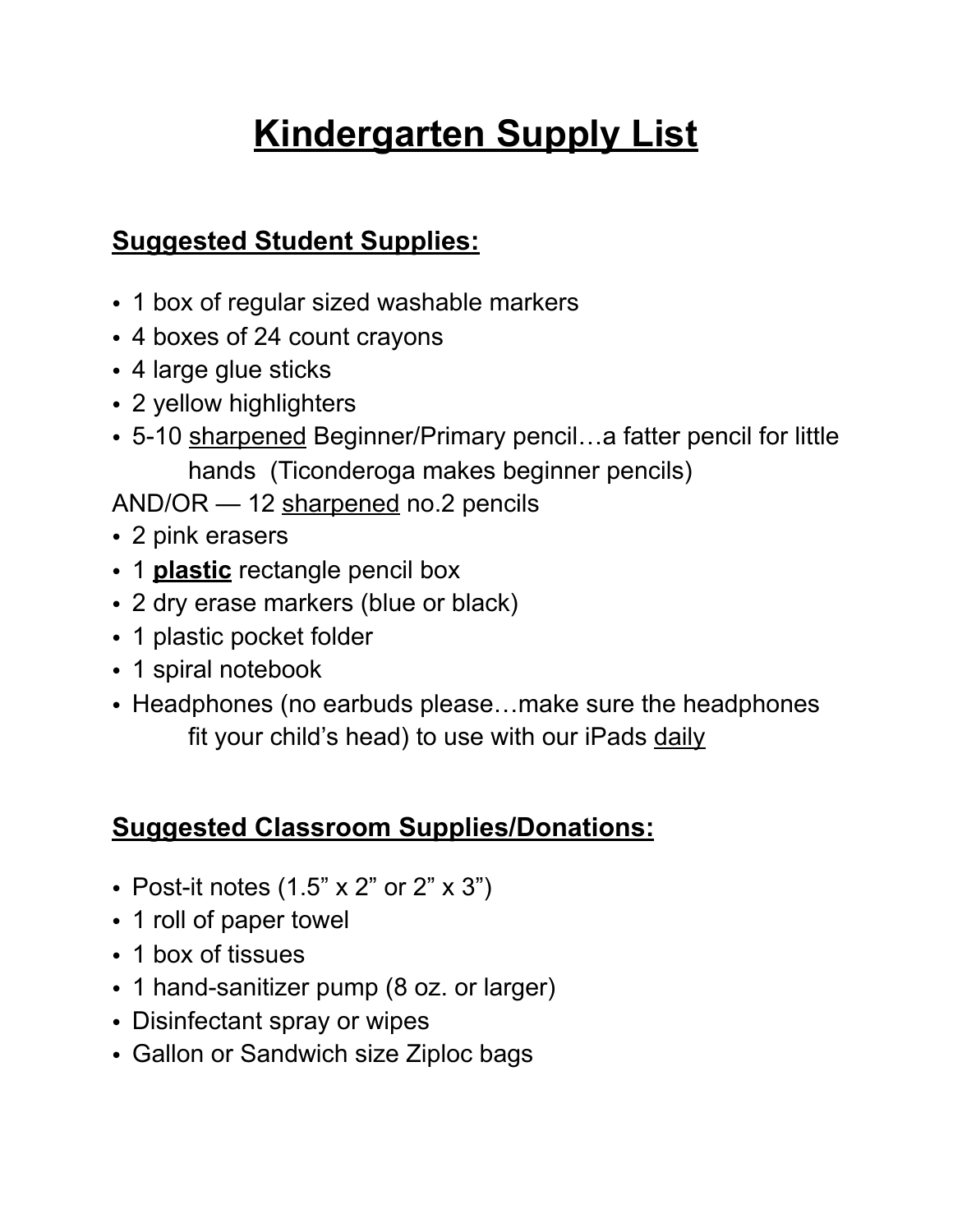# Kindergarten Supply List

## Suggested Student Supplies:

- 1 box of regular sized washable markers
- 4 boxes of 24 count crayons
- 4 large glue sticks
- 2 yellow highlighters
- 5-10 <u>sharpened</u> Beginner/Primary pencil…a fatter pencil for little hands (Ticonderoga makes beginner pencils)

AND/OR — 12 <u>sharpened</u> no.2 pencils

- 2 pink erasers
- 1 **<u>plastic</u>** rectangle pencil box
- 2 dry erase markers (blue or black)
- 1 plastic pocket folder
- 1 spiral notebook
- Headphones (no earbuds please…make sure the headphones fit your child's head) to use with our iPads <u>daily</u>

## Suggested Classroom Supplies/Donations:

- Post-it notes (1.5" x 2" or 2" x 3")
- 1 roll of paper towel
- 1 box of tissues
- 1 hand-sanitizer pump (8 oz. or larger)
- Disinfectant spray or wipes
- Gallon or Sandwich size Ziploc bags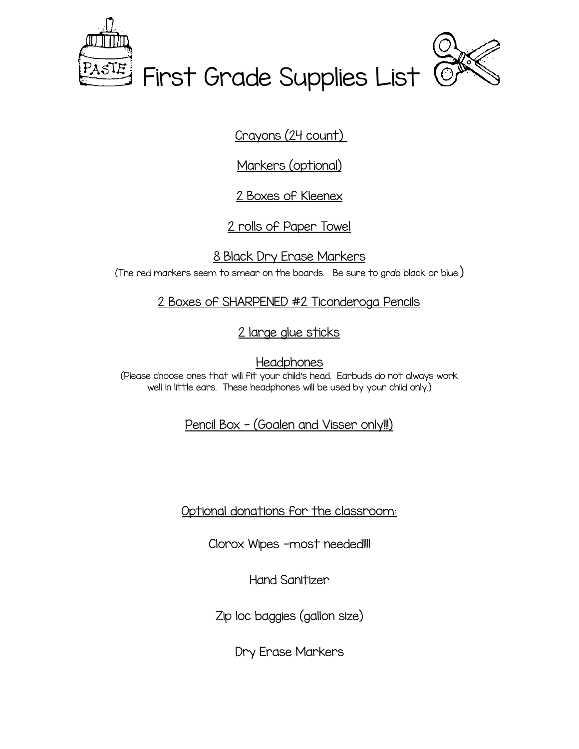# First Grade Supplies List

Crayons (24 count)

Markers (optional)

2 Boxes of Kleenex

2 rolls of Paper Towel

8 Black Dry Erase Markers

(The red markers seem to smear on the boards. Be sure to grab black or blue.)

2 Boxes of SHARPENED #2 Ticonderoga Pencils

2 large glue sticks

Headphones

(Please choose ones that will fit your child's head. Earbuds do not always work well in little ears. These headphones will be used by your child only.)

Pencil Box - (Goalen and Visser only!!!)

Optional donations for the classroom:

Clorox Wipes -most needed!!!!

Hand Sanitizer

Zip loc baggies (gallon size)

Dry Erase Markers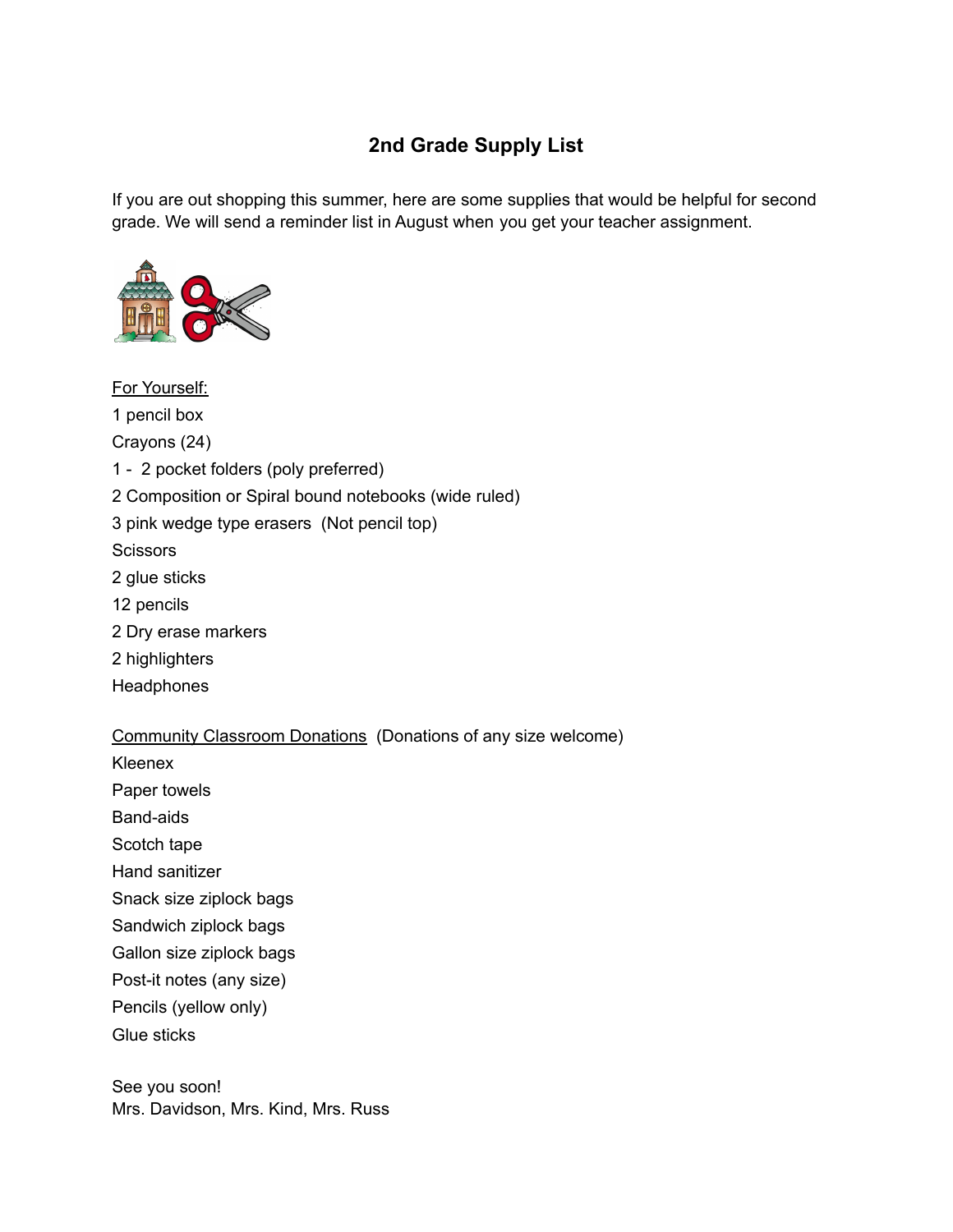# 2nd Grade Supply List

If you are out shopping this summer, here are some supplies that would be helpful for second grade. We will send a reminder list in August when you get your teacher assignment.

<u>For Yourself:</u>

1 pencil box
Crayons (24)
1 - 2 pocket folders (poly preferred)
2 Composition or Spiral bound notebooks (wide ruled)
3 pink wedge type erasers (Not pencil top)
Scissors
2 glue sticks
12 pencils
2 Dry erase markers
2 highlighters
Headphones

<u>Community Classroom Donations</u> (Donations of any size welcome)

Kleenex
Paper towels
Band-aids
Scotch tape
Hand sanitizer
Snack size ziplock bags
Sandwich ziplock bags
Gallon size ziplock bags
Post-it notes (any size)
Pencils (yellow only)
Glue sticks

See you soon!
Mrs. Davidson, Mrs. Kind, Mrs. Russ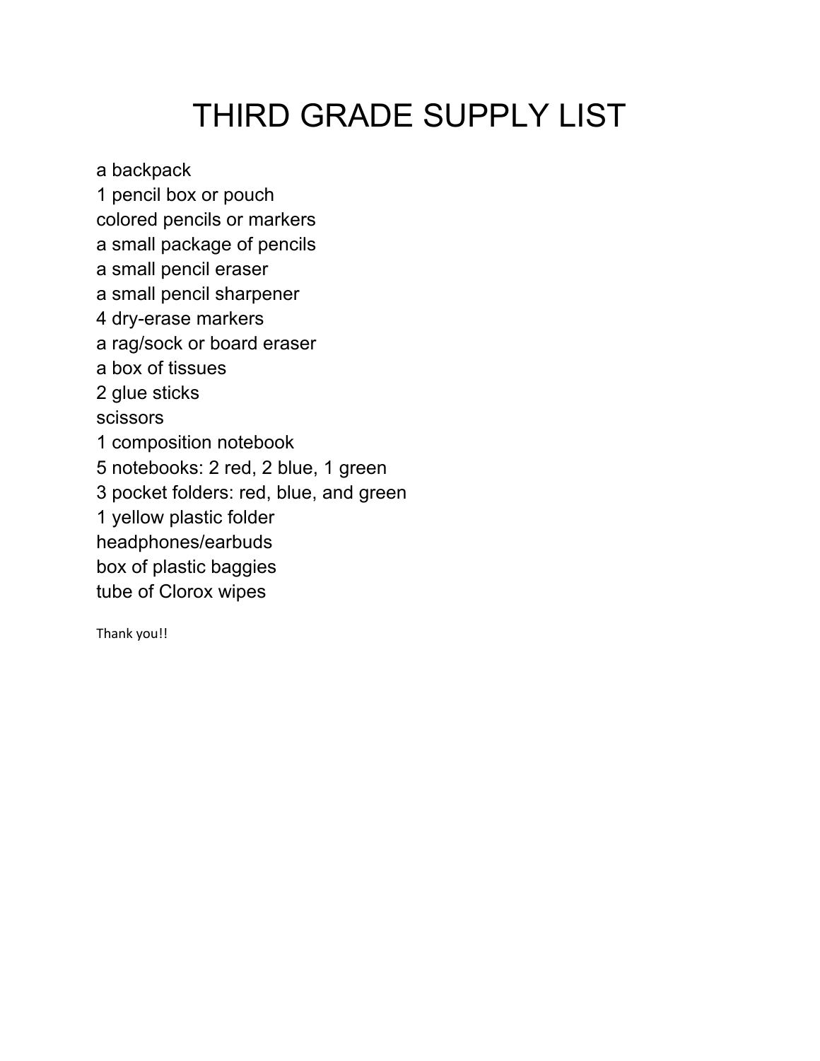# THIRD GRADE SUPPLY LIST

a backpack
1 pencil box or pouch
colored pencils or markers
a small package of pencils
a small pencil eraser
a small pencil sharpener
4 dry-erase markers
a rag/sock or board eraser
a box of tissues
2 glue sticks
scissors
1 composition notebook
5 notebooks: 2 red, 2 blue, 1 green
3 pocket folders: red, blue, and green
1 yellow plastic folder
headphones/earbuds
box of plastic baggies
tube of Clorox wipes

Thank you!!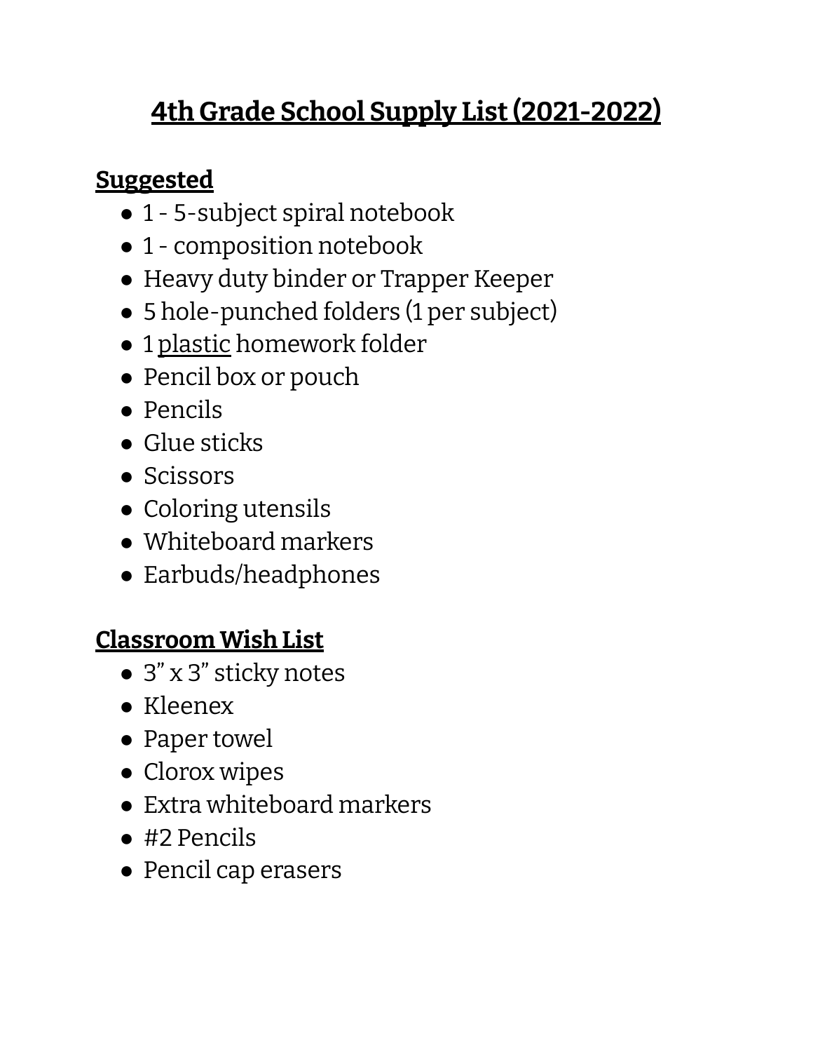# 4th Grade School Supply List (2021-2022)

## Suggested

- 1 - 5-subject spiral notebook
- 1 - composition notebook
- Heavy duty binder or Trapper Keeper
- 5 hole-punched folders (1 per subject)
- 1 plastic homework folder
- Pencil box or pouch
- Pencils
- Glue sticks
- Scissors
- Coloring utensils
- Whiteboard markers
- Earbuds/headphones

## Classroom Wish List

- 3" x 3" sticky notes
- Kleenex
- Paper towel
- Clorox wipes
- Extra whiteboard markers
- #2 Pencils
- Pencil cap erasers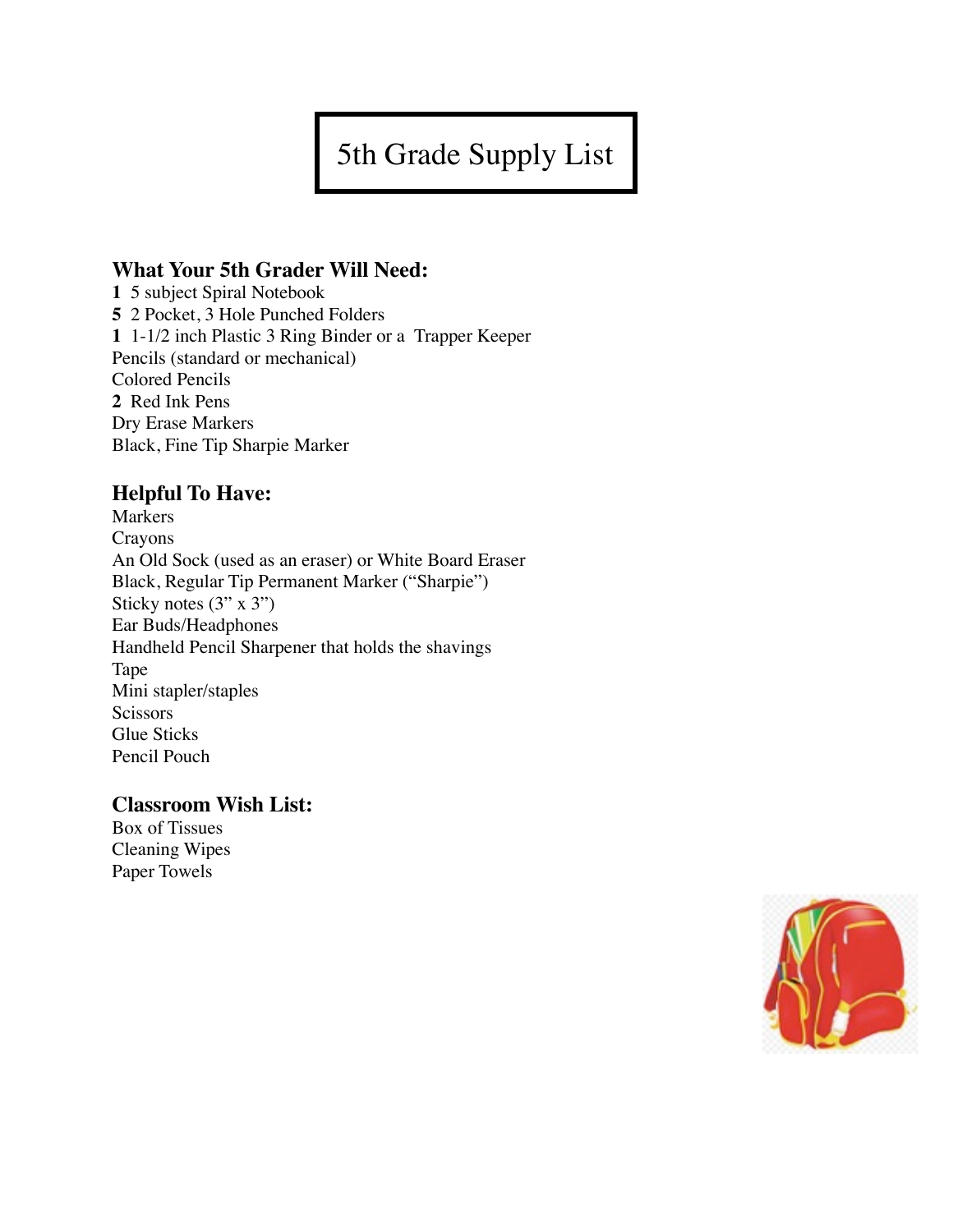# 5th Grade Supply List

### What Your 5th Grader Will Need:

**1** 5 subject Spiral Notebook
**5** 2 Pocket, 3 Hole Punched Folders
**1** 1-1/2 inch Plastic 3 Ring Binder or a Trapper Keeper
Pencils (standard or mechanical)
Colored Pencils
**2** Red Ink Pens
Dry Erase Markers
Black, Fine Tip Sharpie Marker

### Helpful To Have:

Markers
Crayons
An Old Sock (used as an eraser) or White Board Eraser
Black, Regular Tip Permanent Marker ("Sharpie")
Sticky notes (3" x 3")
Ear Buds/Headphones
Handheld Pencil Sharpener that holds the shavings
Tape
Mini stapler/staples
Scissors
Glue Sticks
Pencil Pouch

### Classroom Wish List:

Box of Tissues
Cleaning Wipes
Paper Towels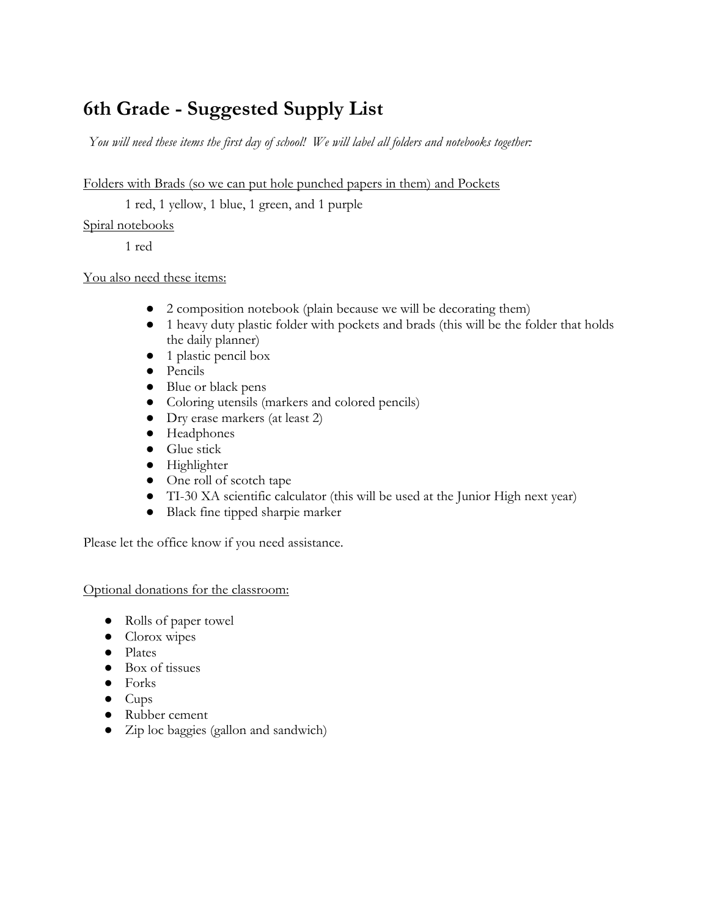# 6th Grade - Suggested Supply List

*You will need these items the first day of school! We will label all folders and notebooks together:*

<u>Folders with Brads (so we can put hole punched papers in them) and Pockets</u>

1 red, 1 yellow, 1 blue, 1 green, and 1 purple

<u>Spiral notebooks</u>

1 red

<u>You also need these items:</u>

- 2 composition notebook (plain because we will be decorating them)
- 1 heavy duty plastic folder with pockets and brads (this will be the folder that holds the daily planner)
- 1 plastic pencil box
- Pencils
- Blue or black pens
- Coloring utensils (markers and colored pencils)
- Dry erase markers (at least 2)
- Headphones
- Glue stick
- Highlighter
- One roll of scotch tape
- TI-30 XA scientific calculator (this will be used at the Junior High next year)
- Black fine tipped sharpie marker

Please let the office know if you need assistance.

<u>Optional donations for the classroom:</u>

- Rolls of paper towel
- Clorox wipes
- Plates
- Box of tissues
- Forks
- Cups
- Rubber cement
- Zip loc baggies (gallon and sandwich)